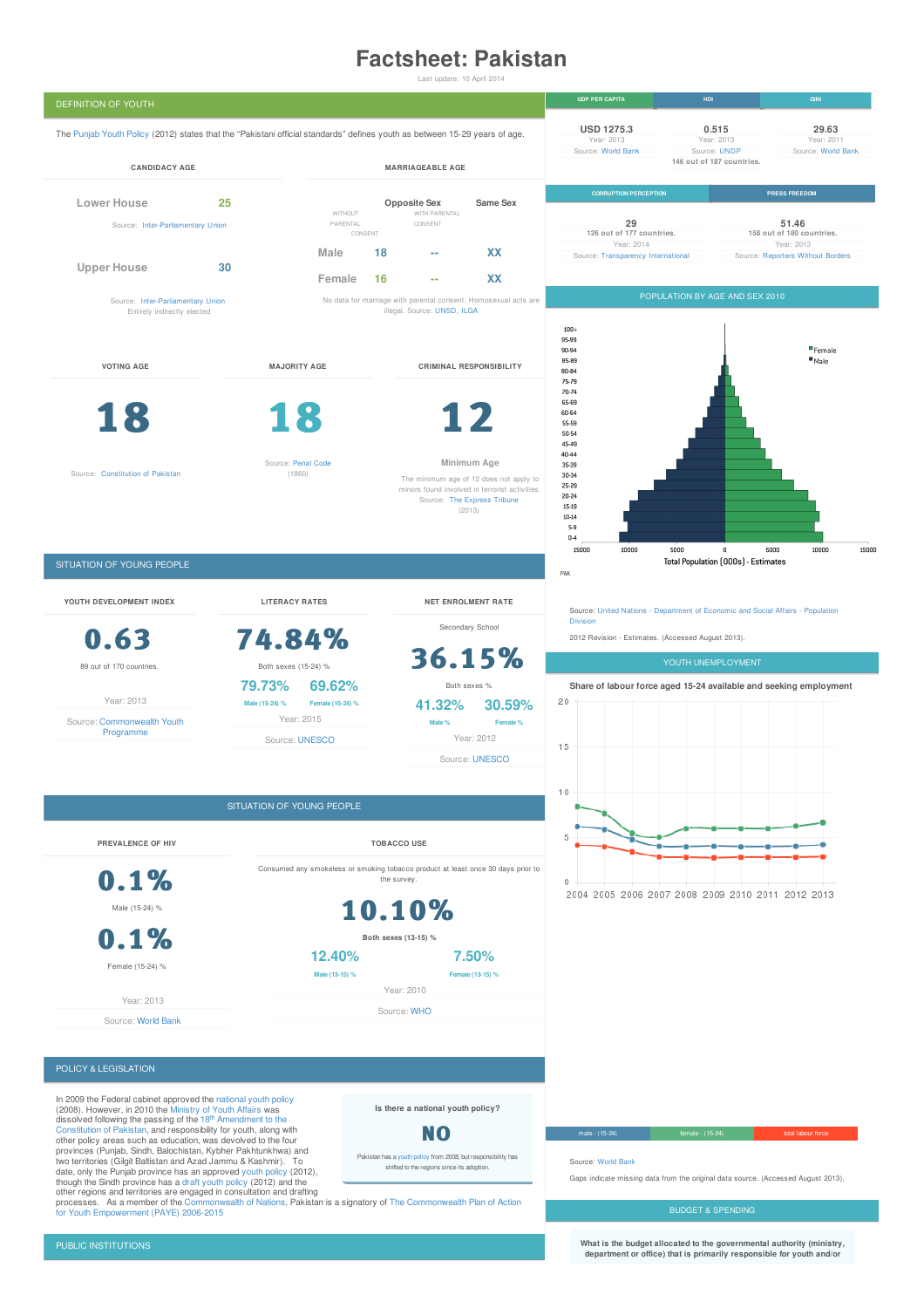# Factsheet: Pakistan

Last update: 10 April 2014

## DEFINITION OF YOUTH

The Punjab Youth Policy (2012) states that the "Pakistani official standards" defines youth as between 15-29 years of age.

### CANDIDACY AGE

| | |
|---|---|
| Lower House | 25 |
| Upper House | 30 |

Source: Inter-Parliamentary Union

Source: Inter-Parliamentary Union
Entirely indirectly elected

### MARRIAGEABLE AGE

| | Opposite Sex WITHOUT PARENTAL CONSENT | Opposite Sex WITH PARENTAL CONSENT | Same Sex |
|---|---|---|---|
| Male | 18 | -- | XX |
| Female | 16 | -- | XX |

No data for marriage with parental consent. Homosexual acts are illegal. Source: UNSD, ILGA

### VOTING AGE

**18**

Source: Constitution of Pakistan

### MAJORITY AGE

**18**

Source: Penal Code (1860)

### CRIMINAL RESPONSIBILITY

**12**

Minimum Age

The minimum age of 12 does not apply to minors found involved in terrorist activities. Source: The Express Tribune (2013)

## SITUATION OF YOUNG PEOPLE

### YOUTH DEVELOPMENT INDEX

**0.63**

89 out of 170 countries.

Year: 2013

Source: Commonwealth Youth Programme

### LITERACY RATES

**74.84%**

Both sexes (15-24) %

**79.73%** Male (15-24) %

**69.62%** Female (15-24) %

Year: 2015

Source: UNESCO

### NET ENROLMENT RATE

Secondary School

**36.15%**

Both sexes %

**41.32%** Male %

**30.59%** Female %

Year: 2012

Source: UNESCO

## SITUATION OF YOUNG PEOPLE

### PREVALENCE OF HIV

**0.1%**

Male (15-24) %

**0.1%**

Female (15-24) %

Year: 2013

Source: World Bank

### TOBACCO USE

Consumed any smokeless or smoking tobacco product at least once 30 days prior to the survey.

**10.10%**

Both sexes (13-15) %

**12.40%** Male (13-15) %

**7.50%** Female (13-15) %

Year: 2010

Source: WHO

## POLICY & LEGISLATION

In 2009 the Federal cabinet approved the national youth policy (2008). However, in 2010 the Ministry of Youth Affairs was dissolved following the passing of the 18th Amendment to the Constitution of Pakistan, and responsibility for youth, along with other policy areas such as education, was devolved to the four provinces (Punjab, Sindh, Balochistan, Kybher Pakhtunkhwa) and two territories (Gilgit Baltistan and Azad Jammu & Kashmir). To date, only the Punjab province has an approved youth policy (2012), though the Sindh province has a draft youth policy (2012) and the other regions and territories are engaged in consultation and drafting processes. As a member of the Commonwealth of Nations, Pakistan is a signatory of The Commonwealth Plan of Action for Youth Empowerment (PAYE) 2006-2015

**Is there a national youth policy?**

**NO**

Pakistan has a youth policy from 2008, but responsibility has shifted to the regions since its adoption.

## PUBLIC INSTITUTIONS

| GDP PER CAPITA | HDI | GINI |
|---|---|---|
| USD 1275.3 | 0.515 | 29.63 |
| Year: 2013 | Year: 2013 | Year: 2011 |
| Source: World Bank | Source: UNDP | Source: World Bank |
| | 146 out of 187 countries. | |

| CORRUPTION PERCEPTION | PRESS FREEDOM |
|---|---|
| 29 | 51.46 |
| 126 out of 177 countries. | 158 out of 180 countries. |
| Year: 2014 | Year: 2013 |
| Source: Transparency International | Source: Reporters Without Borders |

## POPULATION BY AGE AND SEX 2010

100+
95-99
90-94
85-89
80-84
75-79
70-74
65-69
60-64
55-59
50-54
45-49
40-44
35-39
30-34
25-29
20-24
15-19
10-14
5-9
0-4

Female
Male

15000 10000 5000 0 5000 10000 15000

Total Population (000s) - Estimates

PAK

Source: United Nations - Department of Economic and Social Affairs - Population Division

2012 Revision - Estimates. (Accessed August 2013).

## YOUTH UNEMPLOYMENT

**Share of labour force aged 15-24 available and seeking employment**

20
15
10
5
0

2004 2005 2006 2007 2008 2009 2010 2011 2012 2013

male - (15-24) female - (15-24) total labour force

Source: World Bank

Gaps indicate missing data from the original data source. (Accessed August 2013).

## BUDGET & SPENDING

**What is the budget allocated to the governmental authority (ministry, department or office) that is primarily responsible for youth and/or**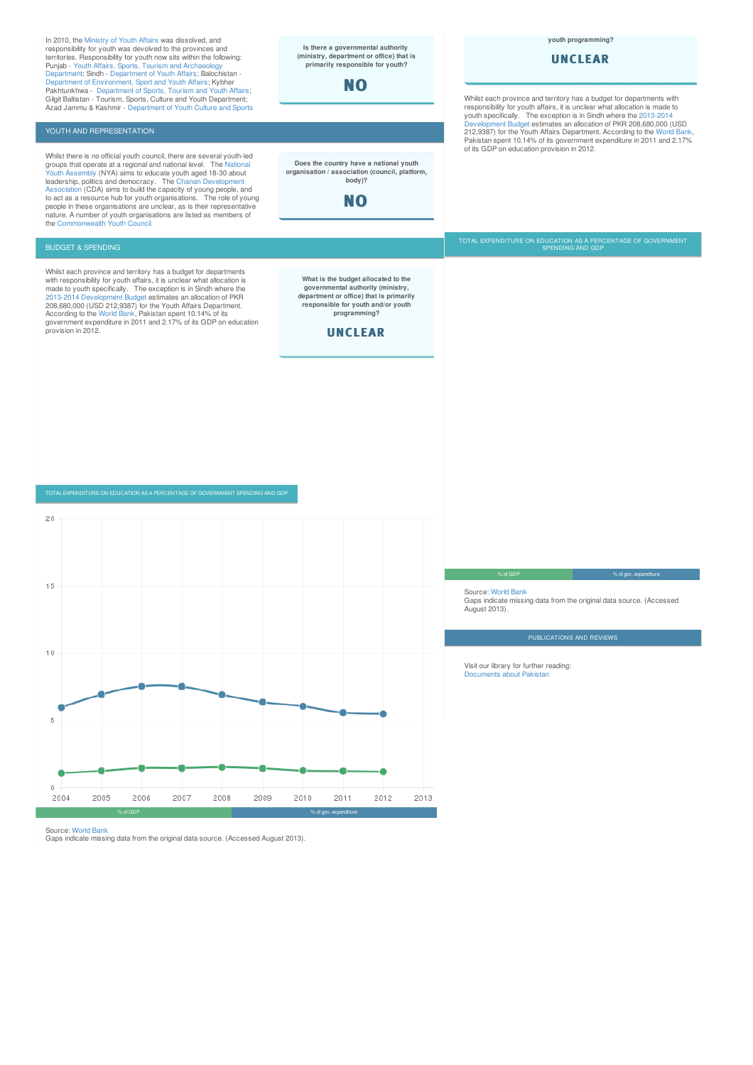In 2010, the Ministry of Youth Affairs was dissolved, and responsibility for youth was devolved to the provinces and territories. Responsibility for youth now sits within the following: Punjab - Youth Affairs, Sports, Tourism and Archaeology Department; Sindh - Department of Youth Affairs; Balochistan - Department of Environment, Sport and Youth Affairs; Kybher Pakhtunkhwa - Department of Sports, Tourism and Youth Affairs; Gilgit Baltistan - Tourism, Sports, Culture and Youth Department; Azad Jammu & Kashmir - Department of Youth Culture and Sports

**Is there a governmental authority (ministry, department or office) that is primarily responsible for youth?**

**NO**

## YOUTH AND REPRESENTATION

Whilst there is no official youth council, there are several youth-led groups that operate at a regional and national level. The National Youth Assembly (NYA) aims to educate youth aged 18-30 about leadership, politics and democracy. The Chanan Development Association (CDA) aims to build the capacity of young people, and to act as a resource hub for youth organisations. The role of young people in these organisations are unclear, as is their representative nature. A number of youth organisations are listed as members of the Commonwealth Youth Council.

**Does the country have a national youth organisation / association (council, platform, body)?**

**NO**

## BUDGET & SPENDING

Whilst each province and territory has a budget for departments with responsibility for youth affairs, it is unclear what allocation is made to youth specifically. The exception is in Sindh where the 2013-2014 Development Budget estimates an allocation of PKR 208,680,000 (USD 212,9387) for the Youth Affairs Department. According to the World Bank, Pakistan spent 10.14% of its government expenditure in 2011 and 2.17% of its GDP on education provision in 2012.

**What is the budget allocated to the governmental authority (ministry, department or office) that is primarily responsible for youth and/or youth programming?**

**UNCLEAR**

## TOTAL EXPENDITURE ON EDUCATION AS A PERCENTAGE OF GOVERNMENT SPENDING AND GDP

20
15
10
5
0
2004 2005 2006 2007 2008 2009 2010 2011 2012 2013

% of GDP
% of gov. expenditure

Source: World Bank
Gaps indicate missing data from the original data source. (Accessed August 2013).

## PUBLICATIONS AND REVIEWS

Visit our library for further reading:
Documents about Pakistan